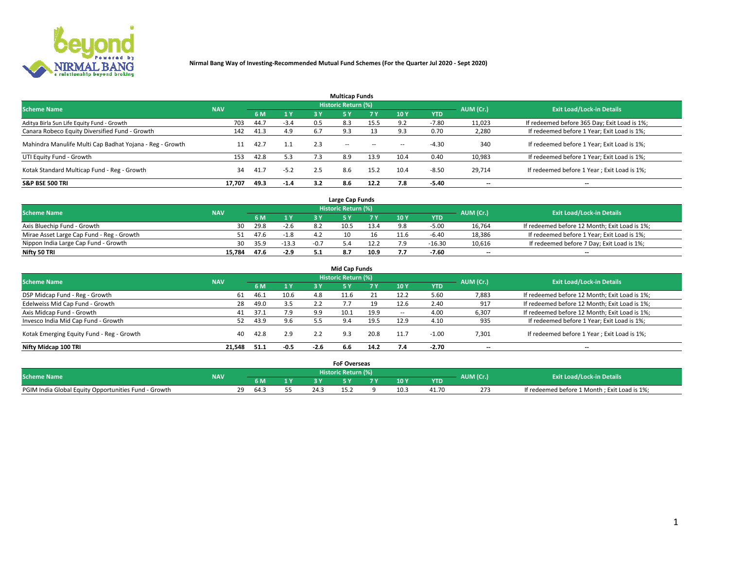# Nirmal Bang Way of Investing-Recommended Mutual Fund Schemes (For the Quarter Jul 2020 - Sept 2020)

## Multicap Funds

| Scheme Name | NAV | Historic Return (%) | | | | | | | AUM (Cr.) | Exit Load/Lock-in Details |
|---|---|---|---|---|---|---|---|---|---|---|
| | | 6 M | 1 Y | 3 Y | 5 Y | 7 Y | 10 Y | YTD | | |
| Aditya Birla Sun Life Equity Fund - Growth | 703 | 44.7 | -3.4 | 0.5 | 8.3 | 15.5 | 9.2 | -7.80 | 11,023 | If redeemed before 365 Day; Exit Load is 1%; |
| Canara Robeco Equity Diversified Fund - Growth | 142 | 41.3 | 4.9 | 6.7 | 9.3 | 13 | 9.3 | 0.70 | 2,280 | If redeemed before 1 Year; Exit Load is 1%; |
| Mahindra Manulife Multi Cap Badhat Yojana - Reg - Growth | 11 | 42.7 | 1.1 | 2.3 | -- | -- | -- | -4.30 | 340 | If redeemed before 1 Year; Exit Load is 1%; |
| UTI Equity Fund - Growth | 153 | 42.8 | 5.3 | 7.3 | 8.9 | 13.9 | 10.4 | 0.40 | 10,983 | If redeemed before 1 Year; Exit Load is 1%; |
| Kotak Standard Multicap Fund - Reg - Growth | 34 | 41.7 | -5.2 | 2.5 | 8.6 | 15.2 | 10.4 | -8.50 | 29,714 | If redeemed before 1 Year ; Exit Load is 1%; |
| **S&P BSE 500 TRI** | **17,707** | **49.3** | **-1.4** | **3.2** | **8.6** | **12.2** | **7.8** | **-5.40** | **--** | **--** |

## Large Cap Funds

| Scheme Name | NAV | Historic Return (%) | | | | | | | AUM (Cr.) | Exit Load/Lock-in Details |
|---|---|---|---|---|---|---|---|---|---|---|
| | | 6 M | 1 Y | 3 Y | 5 Y | 7 Y | 10 Y | YTD | | |
| Axis Bluechip Fund - Growth | 30 | 29.8 | -2.6 | 8.2 | 10.5 | 13.4 | 9.8 | -5.00 | 16,764 | If redeemed before 12 Month; Exit Load is 1%; |
| Mirae Asset Large Cap Fund - Reg - Growth | 51 | 47.6 | -1.8 | 4.2 | 10 | 16 | 11.6 | -6.40 | 18,386 | If redeemed before 1 Year; Exit Load is 1%; |
| Nippon India Large Cap Fund - Growth | 30 | 35.9 | -13.3 | -0.7 | 5.4 | 12.2 | 7.9 | -16.30 | 10,616 | If redeemed before 7 Day; Exit Load is 1%; |
| **Nifty 50 TRI** | **15,784** | **47.6** | **-2.9** | **5.1** | **8.7** | **10.9** | **7.7** | **-7.60** | **--** | **--** |

## Mid Cap Funds

| Scheme Name | NAV | Historic Return (%) | | | | | | | AUM (Cr.) | Exit Load/Lock-in Details |
|---|---|---|---|---|---|---|---|---|---|---|
| | | 6 M | 1 Y | 3 Y | 5 Y | 7 Y | 10 Y | YTD | | |
| DSP Midcap Fund - Reg - Growth | 61 | 46.1 | 10.6 | 4.8 | 11.6 | 21 | 12.2 | 5.60 | 7,883 | If redeemed before 12 Month; Exit Load is 1%; |
| Edelweiss Mid Cap Fund - Growth | 28 | 49.0 | 3.5 | 2.2 | 7.7 | 19 | 12.6 | 2.40 | 917 | If redeemed before 12 Month; Exit Load is 1%; |
| Axis Midcap Fund - Growth | 41 | 37.1 | 7.9 | 9.9 | 10.1 | 19.9 | -- | 4.00 | 6,307 | If redeemed before 12 Month; Exit Load is 1%; |
| Invesco India Mid Cap Fund - Growth | 52 | 43.9 | 9.6 | 5.5 | 9.4 | 19.5 | 12.9 | 4.10 | 935 | If redeemed before 1 Year; Exit Load is 1%; |
| Kotak Emerging Equity Fund - Reg - Growth | 40 | 42.8 | 2.9 | 2.2 | 9.3 | 20.8 | 11.7 | -1.00 | 7,301 | If redeemed before 1 Year ; Exit Load is 1%; |
| **Nifty Midcap 100 TRI** | **21,548** | **51.1** | **-0.5** | **-2.6** | **6.6** | **14.2** | **7.4** | **-2.70** | **--** | **--** |

## FoF Overseas

| Scheme Name | NAV | Historic Return (%) | | | | | | | AUM (Cr.) | Exit Load/Lock-in Details |
|---|---|---|---|---|---|---|---|---|---|---|
| | | 6 M | 1 Y | 3 Y | 5 Y | 7 Y | 10 Y | YTD | | |
| PGIM India Global Equity Opportunities Fund - Growth | 29 | 64.3 | 55 | 24.3 | 15.2 | 9 | 10.3 | 41.70 | 273 | If redeemed before 1 Month ; Exit Load is 1%; |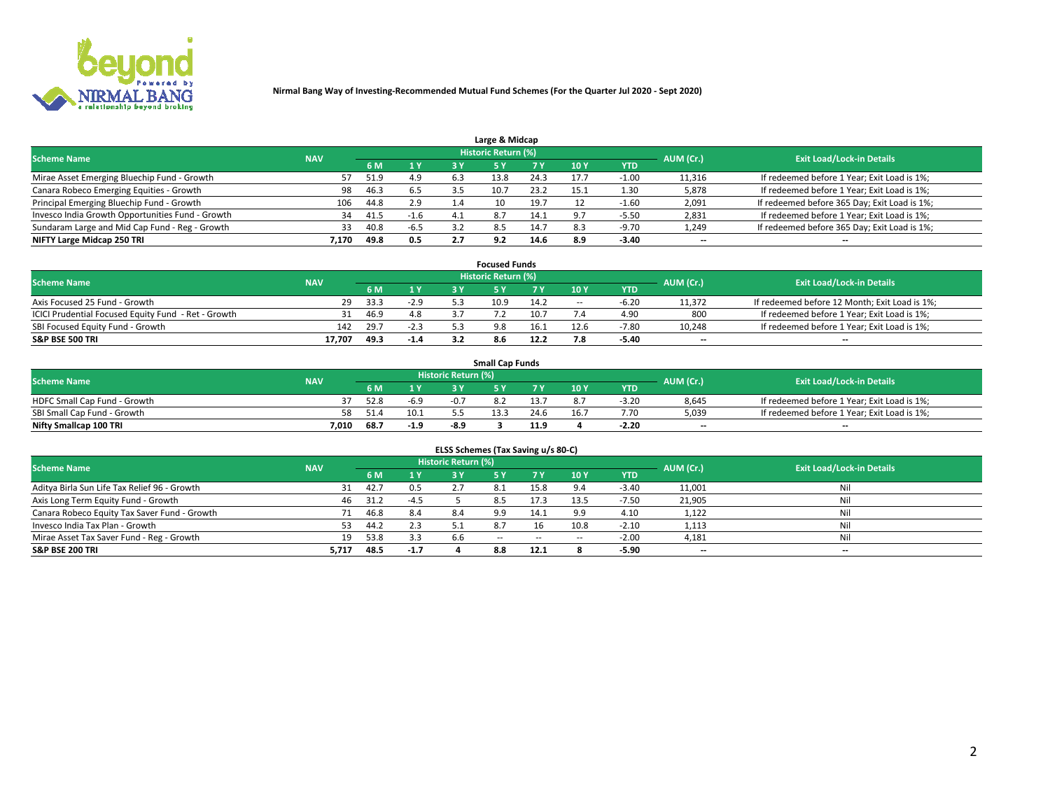Nirmal Bang Way of Investing-Recommended Mutual Fund Schemes (For the Quarter Jul 2020 - Sept 2020)

### Large & Midcap

| Scheme Name | NAV | Historic Return (%) | | | | | | | AUM (Cr.) | Exit Load/Lock-in Details |
|---|---|---|---|---|---|---|---|---|---|---|
| | | 6 M | 1 Y | 3 Y | 5 Y | 7 Y | 10 Y | YTD | | |
| Mirae Asset Emerging Bluechip Fund - Growth | 57 | 51.9 | 4.9 | 6.3 | 13.8 | 24.3 | 17.7 | -1.00 | 11,316 | If redeemed before 1 Year; Exit Load is 1%; |
| Canara Robeco Emerging Equities - Growth | 98 | 46.3 | 6.5 | 3.5 | 10.7 | 23.2 | 15.1 | 1.30 | 5,878 | If redeemed before 1 Year; Exit Load is 1%; |
| Principal Emerging Bluechip Fund - Growth | 106 | 44.8 | 2.9 | 1.4 | 10 | 19.7 | 12 | -1.60 | 2,091 | If redeemed before 365 Day; Exit Load is 1%; |
| Invesco India Growth Opportunities Fund - Growth | 34 | 41.5 | -1.6 | 4.1 | 8.7 | 14.1 | 9.7 | -5.50 | 2,831 | If redeemed before 1 Year; Exit Load is 1%; |
| Sundaram Large and Mid Cap Fund - Reg - Growth | 33 | 40.8 | -6.5 | 3.2 | 8.5 | 14.7 | 8.3 | -9.70 | 1,249 | If redeemed before 365 Day; Exit Load is 1%; |
| **NIFTY Large Midcap 250 TRI** | **7,170** | **49.8** | **0.5** | **2.7** | **9.2** | **14.6** | **8.9** | **-3.40** | -- | -- |

### Focused Funds

| Scheme Name | NAV | Historic Return (%) | | | | | | | AUM (Cr.) | Exit Load/Lock-in Details |
|---|---|---|---|---|---|---|---|---|---|---|
| | | 6 M | 1 Y | 3 Y | 5 Y | 7 Y | 10 Y | YTD | | |
| Axis Focused 25 Fund - Growth | 29 | 33.3 | -2.9 | 5.3 | 10.9 | 14.2 | -- | -6.20 | 11,372 | If redeemed before 12 Month; Exit Load is 1%; |
| ICICI Prudential Focused Equity Fund - Ret - Growth | 31 | 46.9 | 4.8 | 3.7 | 7.2 | 10.7 | 7.4 | 4.90 | 800 | If redeemed before 1 Year; Exit Load is 1%; |
| SBI Focused Equity Fund - Growth | 142 | 29.7 | -2.3 | 5.3 | 9.8 | 16.1 | 12.6 | -7.80 | 10,248 | If redeemed before 1 Year; Exit Load is 1%; |
| **S&P BSE 500 TRI** | **17,707** | **49.3** | **-1.4** | **3.2** | **8.6** | **12.2** | **7.8** | **-5.40** | -- | -- |

### Small Cap Funds

| Scheme Name | NAV | Historic Return (%) | | | | | | | AUM (Cr.) | Exit Load/Lock-in Details |
|---|---|---|---|---|---|---|---|---|---|---|
| | | 6 M | 1 Y | 3 Y | 5 Y | 7 Y | 10 Y | YTD | | |
| HDFC Small Cap Fund - Growth | 37 | 52.8 | -6.9 | -0.7 | 8.2 | 13.7 | 8.7 | -3.20 | 8,645 | If redeemed before 1 Year; Exit Load is 1%; |
| SBI Small Cap Fund - Growth | 58 | 51.4 | 10.1 | 5.5 | 13.3 | 24.6 | 16.7 | 7.70 | 5,039 | If redeemed before 1 Year; Exit Load is 1%; |
| **Nifty Smallcap 100 TRI** | **7,010** | **68.7** | **-1.9** | **-8.9** | **3** | **11.9** | **4** | **-2.20** | -- | -- |

### ELSS Schemes (Tax Saving u/s 80-C)

| Scheme Name | NAV | Historic Return (%) | | | | | | | AUM (Cr.) | Exit Load/Lock-in Details |
|---|---|---|---|---|---|---|---|---|---|---|
| | | 6 M | 1 Y | 3 Y | 5 Y | 7 Y | 10 Y | YTD | | |
| Aditya Birla Sun Life Tax Relief 96 - Growth | 31 | 42.7 | 0.5 | 2.7 | 8.1 | 15.8 | 9.4 | -3.40 | 11,001 | Nil |
| Axis Long Term Equity Fund - Growth | 46 | 31.2 | -4.5 | 5 | 8.5 | 17.3 | 13.5 | -7.50 | 21,905 | Nil |
| Canara Robeco Equity Tax Saver Fund - Growth | 71 | 46.8 | 8.4 | 8.4 | 9.9 | 14.1 | 9.9 | 4.10 | 1,122 | Nil |
| Invesco India Tax Plan - Growth | 53 | 44.2 | 2.3 | 5.1 | 8.7 | 16 | 10.8 | -2.10 | 1,113 | Nil |
| Mirae Asset Tax Saver Fund - Reg - Growth | 19 | 53.8 | 3.3 | 6.6 | -- | -- | -- | -2.00 | 4,181 | Nil |
| **S&P BSE 200 TRI** | **5,717** | **48.5** | **-1.7** | **4** | **8.8** | **12.1** | **8** | **-5.90** | -- | -- |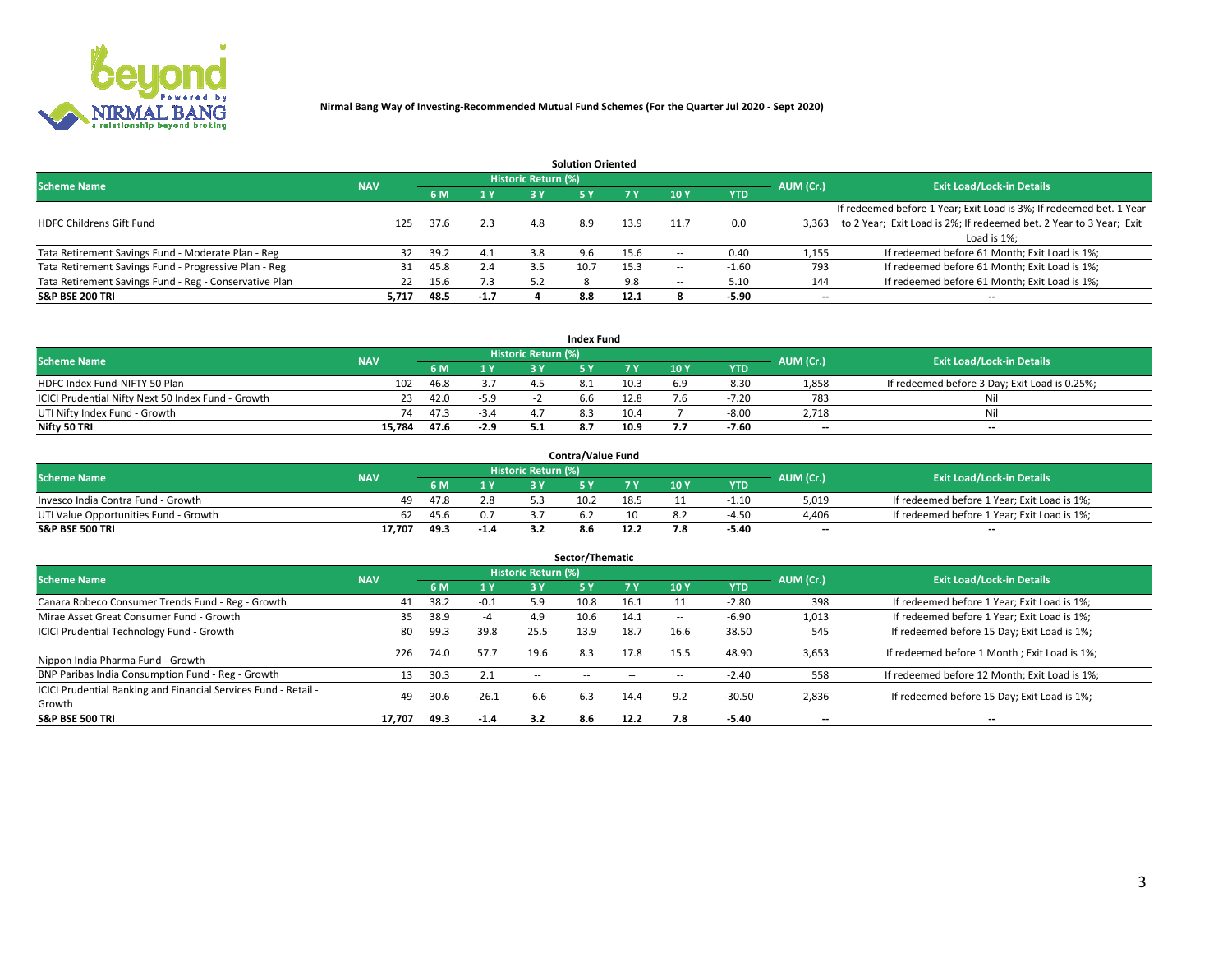**Nirmal Bang Way of Investing-Recommended Mutual Fund Schemes (For the Quarter Jul 2020 - Sept 2020)**

### Solution Oriented

| Scheme Name | NAV | Historic Return (%) | | | | | | | AUM (Cr.) | Exit Load/Lock-in Details |
|---|---|---|---|---|---|---|---|---|---|---|
| | | 6 M | 1 Y | 3 Y | 5 Y | 7 Y | 10 Y | YTD | | |
| HDFC Childrens Gift Fund | 125 | 37.6 | 2.3 | 4.8 | 8.9 | 13.9 | 11.7 | 0.0 | 3,363 | If redeemed before 1 Year; Exit Load is 3%; If redeemed bet. 1 Year to 2 Year; Exit Load is 2%; If redeemed bet. 2 Year to 3 Year; Exit Load is 1%; |
| Tata Retirement Savings Fund - Moderate Plan - Reg | 32 | 39.2 | 4.1 | 3.8 | 9.6 | 15.6 | -- | 0.40 | 1,155 | If redeemed before 61 Month; Exit Load is 1%; |
| Tata Retirement Savings Fund - Progressive Plan - Reg | 31 | 45.8 | 2.4 | 3.5 | 10.7 | 15.3 | -- | -1.60 | 793 | If redeemed before 61 Month; Exit Load is 1%; |
| Tata Retirement Savings Fund - Reg - Conservative Plan | 22 | 15.6 | 7.3 | 5.2 | 8 | 9.8 | -- | 5.10 | 144 | If redeemed before 61 Month; Exit Load is 1%; |
| **S&P BSE 200 TRI** | **5,717** | **48.5** | **-1.7** | **4** | **8.8** | **12.1** | **8** | **-5.90** | **--** | **--** |

### Index Fund

| Scheme Name | NAV | Historic Return (%) | | | | | | | AUM (Cr.) | Exit Load/Lock-in Details |
|---|---|---|---|---|---|---|---|---|---|---|
| | | 6 M | 1 Y | 3 Y | 5 Y | 7 Y | 10 Y | YTD | | |
| HDFC Index Fund-NIFTY 50 Plan | 102 | 46.8 | -3.7 | 4.5 | 8.1 | 10.3 | 6.9 | -8.30 | 1,858 | If redeemed before 3 Day; Exit Load is 0.25%; |
| ICICI Prudential Nifty Next 50 Index Fund - Growth | 23 | 42.0 | -5.9 | -2 | 6.6 | 12.8 | 7.6 | -7.20 | 783 | Nil |
| UTI Nifty Index Fund - Growth | 74 | 47.3 | -3.4 | 4.7 | 8.3 | 10.4 | 7 | -8.00 | 2,718 | Nil |
| **Nifty 50 TRI** | **15,784** | **47.6** | **-2.9** | **5.1** | **8.7** | **10.9** | **7.7** | **-7.60** | **--** | **--** |

### Contra/Value Fund

| Scheme Name | NAV | Historic Return (%) | | | | | | | AUM (Cr.) | Exit Load/Lock-in Details |
|---|---|---|---|---|---|---|---|---|---|---|
| | | 6 M | 1 Y | 3 Y | 5 Y | 7 Y | 10 Y | YTD | | |
| Invesco India Contra Fund - Growth | 49 | 47.8 | 2.8 | 5.3 | 10.2 | 18.5 | 11 | -1.10 | 5,019 | If redeemed before 1 Year; Exit Load is 1%; |
| UTI Value Opportunities Fund - Growth | 62 | 45.6 | 0.7 | 3.7 | 6.2 | 10 | 8.2 | -4.50 | 4,406 | If redeemed before 1 Year; Exit Load is 1%; |
| **S&P BSE 500 TRI** | **17,707** | **49.3** | **-1.4** | **3.2** | **8.6** | **12.2** | **7.8** | **-5.40** | **--** | **--** |

### Sector/Thematic

| Scheme Name | NAV | Historic Return (%) | | | | | | | AUM (Cr.) | Exit Load/Lock-in Details |
|---|---|---|---|---|---|---|---|---|---|---|
| | | 6 M | 1 Y | 3 Y | 5 Y | 7 Y | 10 Y | YTD | | |
| Canara Robeco Consumer Trends Fund - Reg - Growth | 41 | 38.2 | -0.1 | 5.9 | 10.8 | 16.1 | 11 | -2.80 | 398 | If redeemed before 1 Year; Exit Load is 1%; |
| Mirae Asset Great Consumer Fund - Growth | 35 | 38.9 | -4 | 4.9 | 10.6 | 14.1 | -- | -6.90 | 1,013 | If redeemed before 1 Year; Exit Load is 1%; |
| ICICI Prudential Technology Fund - Growth | 80 | 99.3 | 39.8 | 25.5 | 13.9 | 18.7 | 16.6 | 38.50 | 545 | If redeemed before 15 Day; Exit Load is 1%; |
| Nippon India Pharma Fund - Growth | 226 | 74.0 | 57.7 | 19.6 | 8.3 | 17.8 | 15.5 | 48.90 | 3,653 | If redeemed before 1 Month ; Exit Load is 1%; |
| BNP Paribas India Consumption Fund - Reg - Growth | 13 | 30.3 | 2.1 | -- | -- | -- | -- | -2.40 | 558 | If redeemed before 12 Month; Exit Load is 1%; |
| ICICI Prudential Banking and Financial Services Fund - Retail - Growth | 49 | 30.6 | -26.1 | -6.6 | 6.3 | 14.4 | 9.2 | -30.50 | 2,836 | If redeemed before 15 Day; Exit Load is 1%; |
| **S&P BSE 500 TRI** | **17,707** | **49.3** | **-1.4** | **3.2** | **8.6** | **12.2** | **7.8** | **-5.40** | **--** | **--** |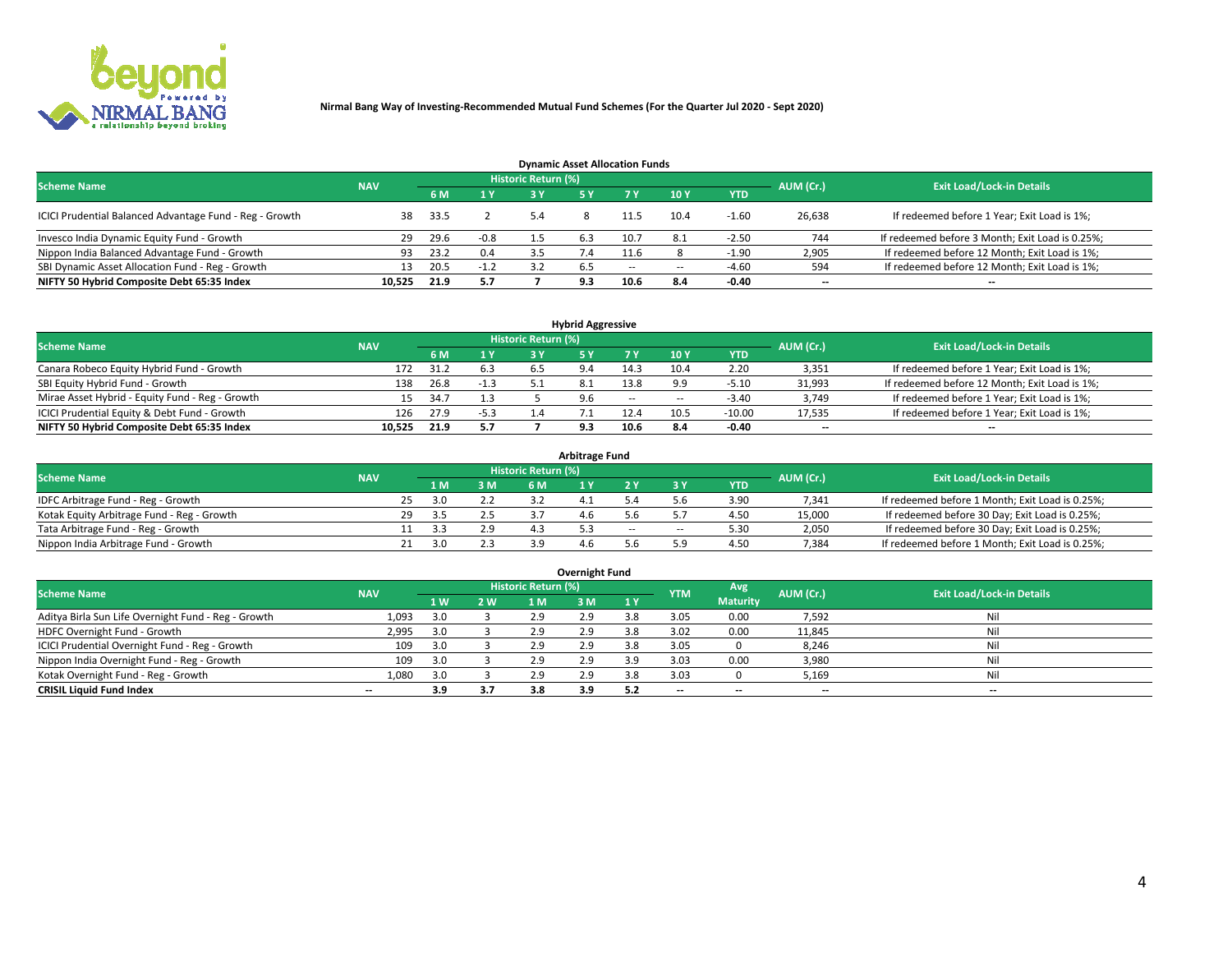Nirmal Bang Way of Investing-Recommended Mutual Fund Schemes (For the Quarter Jul 2020 - Sept 2020)

## Dynamic Asset Allocation Funds

| Scheme Name | NAV | Historic Return (%) | | | | | | | AUM (Cr.) | Exit Load/Lock-in Details |
|---|---|---|---|---|---|---|---|---|---|---|
| | | 6 M | 1 Y | 3 Y | 5 Y | 7 Y | 10 Y | YTD | | |
| ICICI Prudential Balanced Advantage Fund - Reg - Growth | 38 | 33.5 | 2 | 5.4 | 8 | 11.5 | 10.4 | -1.60 | 26,638 | If redeemed before 1 Year; Exit Load is 1%; |
| Invesco India Dynamic Equity Fund - Growth | 29 | 29.6 | -0.8 | 1.5 | 6.3 | 10.7 | 8.1 | -2.50 | 744 | If redeemed before 3 Month; Exit Load is 0.25%; |
| Nippon India Balanced Advantage Fund - Growth | 93 | 23.2 | 0.4 | 3.5 | 7.4 | 11.6 | 8 | -1.90 | 2,905 | If redeemed before 12 Month; Exit Load is 1%; |
| SBI Dynamic Asset Allocation Fund - Reg - Growth | 13 | 20.5 | -1.2 | 3.2 | 6.5 | -- | -- | -4.60 | 594 | If redeemed before 12 Month; Exit Load is 1%; |
| **NIFTY 50 Hybrid Composite Debt 65:35 Index** | **10,525** | **21.9** | **5.7** | **7** | **9.3** | **10.6** | **8.4** | **-0.40** | **--** | **--** |

## Hybrid Aggressive

| Scheme Name | NAV | Historic Return (%) | | | | | | | AUM (Cr.) | Exit Load/Lock-in Details |
|---|---|---|---|---|---|---|---|---|---|---|
| | | 6 M | 1 Y | 3 Y | 5 Y | 7 Y | 10 Y | YTD | | |
| Canara Robeco Equity Hybrid Fund - Growth | 172 | 31.2 | 6.3 | 6.5 | 9.4 | 14.3 | 10.4 | 2.20 | 3,351 | If redeemed before 1 Year; Exit Load is 1%; |
| SBI Equity Hybrid Fund - Growth | 138 | 26.8 | -1.3 | 5.1 | 8.1 | 13.8 | 9.9 | -5.10 | 31,993 | If redeemed before 12 Month; Exit Load is 1%; |
| Mirae Asset Hybrid - Equity Fund - Reg - Growth | 15 | 34.7 | 1.3 | 5 | 9.6 | -- | -- | -3.40 | 3,749 | If redeemed before 1 Year; Exit Load is 1%; |
| ICICI Prudential Equity & Debt Fund - Growth | 126 | 27.9 | -5.3 | 1.4 | 7.1 | 12.4 | 10.5 | -10.00 | 17,535 | If redeemed before 1 Year; Exit Load is 1%; |
| **NIFTY 50 Hybrid Composite Debt 65:35 Index** | **10,525** | **21.9** | **5.7** | **7** | **9.3** | **10.6** | **8.4** | **-0.40** | **--** | **--** |

## Arbitrage Fund

| Scheme Name | NAV | Historic Return (%) | | | | | | | AUM (Cr.) | Exit Load/Lock-in Details |
|---|---|---|---|---|---|---|---|---|---|---|
| | | 1 M | 3 M | 6 M | 1 Y | 2 Y | 3 Y | YTD | | |
| IDFC Arbitrage Fund - Reg - Growth | 25 | 3.0 | 2.2 | 3.2 | 4.1 | 5.4 | 5.6 | 3.90 | 7,341 | If redeemed before 1 Month; Exit Load is 0.25%; |
| Kotak Equity Arbitrage Fund - Reg - Growth | 29 | 3.5 | 2.5 | 3.7 | 4.6 | 5.6 | 5.7 | 4.50 | 15,000 | If redeemed before 30 Day; Exit Load is 0.25%; |
| Tata Arbitrage Fund - Reg - Growth | 11 | 3.3 | 2.9 | 4.3 | 5.3 | -- | -- | 5.30 | 2,050 | If redeemed before 30 Day; Exit Load is 0.25%; |
| Nippon India Arbitrage Fund - Growth | 21 | 3.0 | 2.3 | 3.9 | 4.6 | 5.6 | 5.9 | 4.50 | 7,384 | If redeemed before 1 Month; Exit Load is 0.25%; |

## Overnight Fund

| Scheme Name | NAV | Historic Return (%) | | | | | YTM | Avg Maturity | AUM (Cr.) | Exit Load/Lock-in Details |
|---|---|---|---|---|---|---|---|---|---|---|
| | | 1 W | 2 W | 1 M | 3 M | 1 Y | | | | |
| Aditya Birla Sun Life Overnight Fund - Reg - Growth | 1,093 | 3.0 | 3 | 2.9 | 2.9 | 3.8 | 3.05 | 0.00 | 7,592 | Nil |
| HDFC Overnight Fund - Growth | 2,995 | 3.0 | 3 | 2.9 | 2.9 | 3.8 | 3.02 | 0.00 | 11,845 | Nil |
| ICICI Prudential Overnight Fund - Reg - Growth | 109 | 3.0 | 3 | 2.9 | 2.9 | 3.8 | 3.05 | 0 | 8,246 | Nil |
| Nippon India Overnight Fund - Reg - Growth | 109 | 3.0 | 3 | 2.9 | 2.9 | 3.9 | 3.03 | 0.00 | 3,980 | Nil |
| Kotak Overnight Fund - Reg - Growth | 1,080 | 3.0 | 3 | 2.9 | 2.9 | 3.8 | 3.03 | 0 | 5,169 | Nil |
| **CRISIL Liquid Fund Index** | **--** | **3.9** | **3.7** | **3.8** | **3.9** | **5.2** | **--** | **--** | **--** | **--** |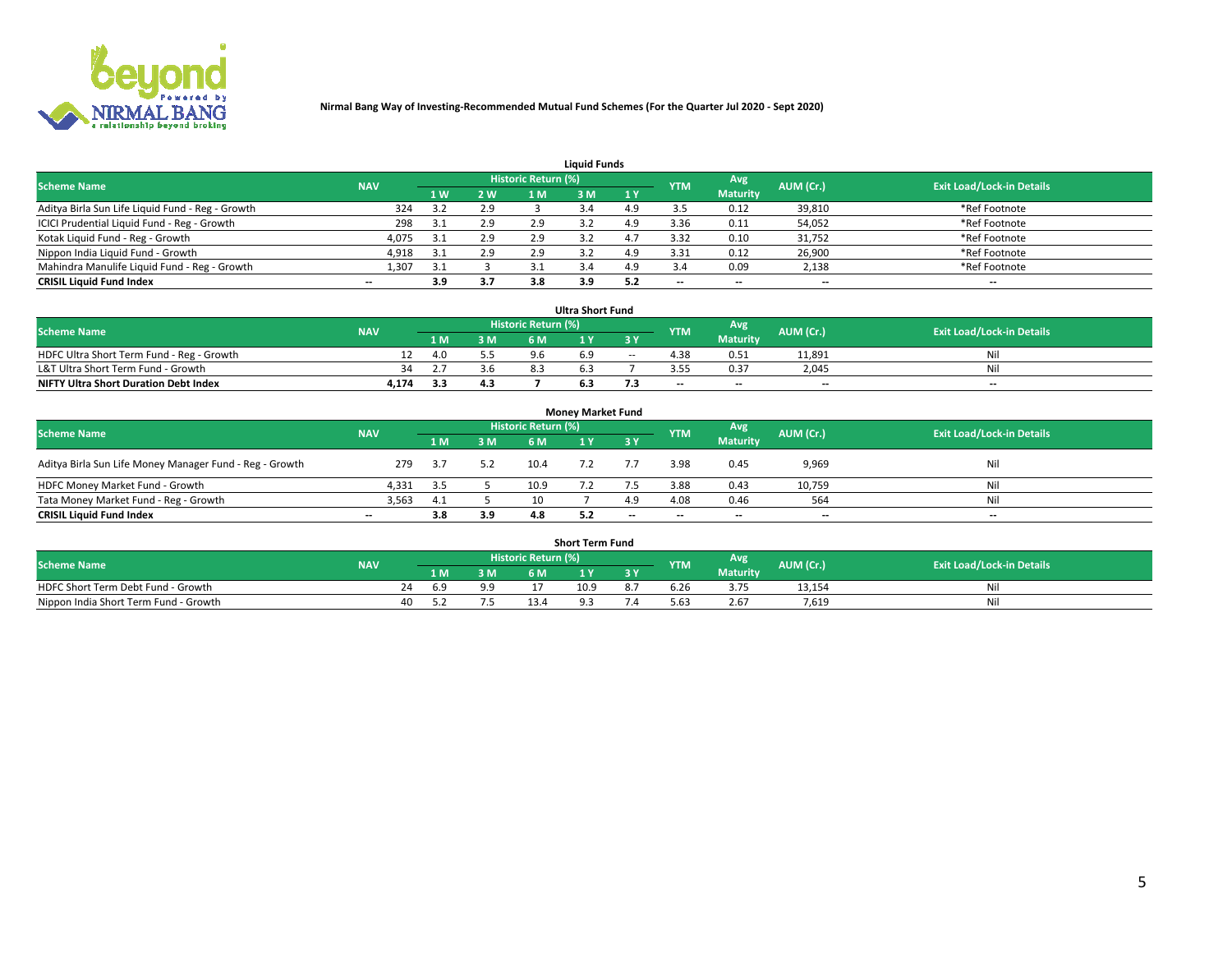**Nirmal Bang Way of Investing-Recommended Mutual Fund Schemes (For the Quarter Jul 2020 - Sept 2020)**

## Liquid Funds

| Scheme Name | NAV | Historic Return (%) | | | | | YTM | Avg Maturity | AUM (Cr.) | Exit Load/Lock-in Details |
|---|---|---|---|---|---|---|---|---|---|---|
| | | 1 W | 2 W | 1 M | 3 M | 1 Y | | | | |
| Aditya Birla Sun Life Liquid Fund - Reg - Growth | 324 | 3.2 | 2.9 | 3 | 3.4 | 4.9 | 3.5 | 0.12 | 39,810 | *Ref Footnote |
| ICICI Prudential Liquid Fund - Reg - Growth | 298 | 3.1 | 2.9 | 2.9 | 3.2 | 4.9 | 3.36 | 0.11 | 54,052 | *Ref Footnote |
| Kotak Liquid Fund - Reg - Growth | 4,075 | 3.1 | 2.9 | 2.9 | 3.2 | 4.7 | 3.32 | 0.10 | 31,752 | *Ref Footnote |
| Nippon India Liquid Fund - Growth | 4,918 | 3.1 | 2.9 | 2.9 | 3.2 | 4.9 | 3.31 | 0.12 | 26,900 | *Ref Footnote |
| Mahindra Manulife Liquid Fund - Reg - Growth | 1,307 | 3.1 | 3 | 3.1 | 3.4 | 4.9 | 3.4 | 0.09 | 2,138 | *Ref Footnote |
| **CRISIL Liquid Fund Index** | -- | **3.9** | **3.7** | **3.8** | **3.9** | **5.2** | -- | -- | -- | -- |

## Ultra Short Fund

| Scheme Name | NAV | Historic Return (%) | | | | | YTM | Avg Maturity | AUM (Cr.) | Exit Load/Lock-in Details |
|---|---|---|---|---|---|---|---|---|---|---|
| | | 1 M | 3 M | 6 M | 1 Y | 3 Y | | | | |
| HDFC Ultra Short Term Fund - Reg - Growth | 12 | 4.0 | 5.5 | 9.6 | 6.9 | -- | 4.38 | 0.51 | 11,891 | Nil |
| L&T Ultra Short Term Fund - Growth | 34 | 2.7 | 3.6 | 8.3 | 6.3 | 7 | 3.55 | 0.37 | 2,045 | Nil |
| **NIFTY Ultra Short Duration Debt Index** | **4,174** | **3.3** | **4.3** | **7** | **6.3** | **7.3** | -- | -- | -- | -- |

## Money Market Fund

| Scheme Name | NAV | Historic Return (%) | | | | | YTM | Avg Maturity | AUM (Cr.) | Exit Load/Lock-in Details |
|---|---|---|---|---|---|---|---|---|---|---|
| | | 1 M | 3 M | 6 M | 1 Y | 3 Y | | | | |
| Aditya Birla Sun Life Money Manager Fund - Reg - Growth | 279 | 3.7 | 5.2 | 10.4 | 7.2 | 7.7 | 3.98 | 0.45 | 9,969 | Nil |
| HDFC Money Market Fund - Growth | 4,331 | 3.5 | 5 | 10.9 | 7.2 | 7.5 | 3.88 | 0.43 | 10,759 | Nil |
| Tata Money Market Fund - Reg - Growth | 3,563 | 4.1 | 5 | 10 | 7 | 4.9 | 4.08 | 0.46 | 564 | Nil |
| **CRISIL Liquid Fund Index** | -- | **3.8** | **3.9** | **4.8** | **5.2** | -- | -- | -- | -- | -- |

## Short Term Fund

| Scheme Name | NAV | Historic Return (%) | | | | | YTM | Avg Maturity | AUM (Cr.) | Exit Load/Lock-in Details |
|---|---|---|---|---|---|---|---|---|---|---|
| | | 1 M | 3 M | 6 M | 1 Y | 3 Y | | | | |
| HDFC Short Term Debt Fund - Growth | 24 | 6.9 | 9.9 | 17 | 10.9 | 8.7 | 6.26 | 3.75 | 13,154 | Nil |
| Nippon India Short Term Fund - Growth | 40 | 5.2 | 7.5 | 13.4 | 9.3 | 7.4 | 5.63 | 2.67 | 7,619 | Nil |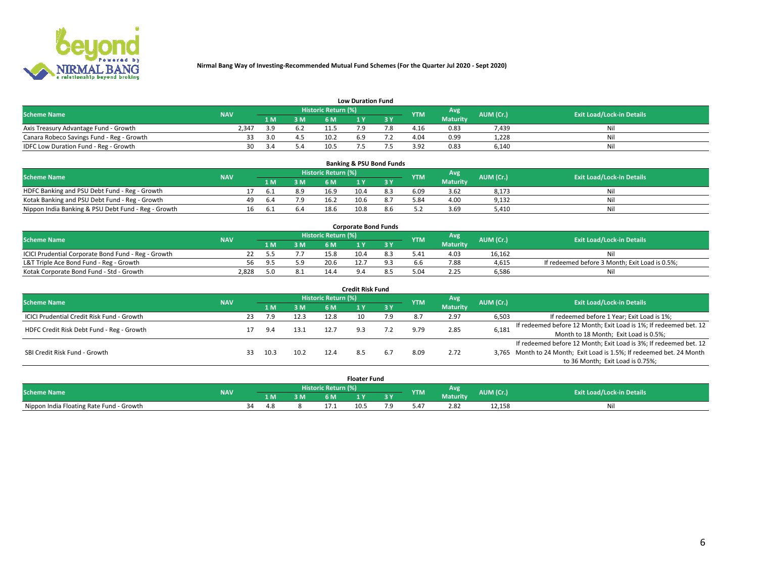**Nirmal Bang Way of Investing-Recommended Mutual Fund Schemes (For the Quarter Jul 2020 - Sept 2020)**

### Low Duration Fund

| Scheme Name | NAV | Historic Return (%) | | | | | YTM | Avg Maturity | AUM (Cr.) | Exit Load/Lock-in Details |
|---|---|---|---|---|---|---|---|---|---|---|
| | | 1 M | 3 M | 6 M | 1 Y | 3 Y | | | | |
| Axis Treasury Advantage Fund - Growth | 2,347 | 3.9 | 6.2 | 11.5 | 7.9 | 7.8 | 4.16 | 0.83 | 7,439 | Nil |
| Canara Robeco Savings Fund - Reg - Growth | 33 | 3.0 | 4.5 | 10.2 | 6.9 | 7.2 | 4.04 | 0.99 | 1,228 | Nil |
| IDFC Low Duration Fund - Reg - Growth | 30 | 3.4 | 5.4 | 10.5 | 7.5 | 7.5 | 3.92 | 0.83 | 6,140 | Nil |

### Banking & PSU Bond Funds

| Scheme Name | NAV | Historic Return (%) | | | | | YTM | Avg Maturity | AUM (Cr.) | Exit Load/Lock-in Details |
|---|---|---|---|---|---|---|---|---|---|---|
| | | 1 M | 3 M | 6 M | 1 Y | 3 Y | | | | |
| HDFC Banking and PSU Debt Fund - Reg - Growth | 17 | 6.1 | 8.9 | 16.9 | 10.4 | 8.3 | 6.09 | 3.62 | 8,173 | Nil |
| Kotak Banking and PSU Debt Fund - Reg - Growth | 49 | 6.4 | 7.9 | 16.2 | 10.6 | 8.7 | 5.84 | 4.00 | 9,132 | Nil |
| Nippon India Banking & PSU Debt Fund - Reg - Growth | 16 | 6.1 | 6.4 | 18.6 | 10.8 | 8.6 | 5.2 | 3.69 | 5,410 | Nil |

### Corporate Bond Funds

| Scheme Name | NAV | Historic Return (%) | | | | | YTM | Avg Maturity | AUM (Cr.) | Exit Load/Lock-in Details |
|---|---|---|---|---|---|---|---|---|---|---|
| | | 1 M | 3 M | 6 M | 1 Y | 3 Y | | | | |
| ICICI Prudential Corporate Bond Fund - Reg - Growth | 22 | 5.5 | 7.7 | 15.8 | 10.4 | 8.3 | 5.41 | 4.03 | 16,162 | Nil |
| L&T Triple Ace Bond Fund - Reg - Growth | 56 | 9.5 | 5.9 | 20.6 | 12.7 | 9.3 | 6.6 | 7.88 | 4,615 | If redeemed before 3 Month; Exit Load is 0.5%; |
| Kotak Corporate Bond Fund - Std - Growth | 2,828 | 5.0 | 8.1 | 14.4 | 9.4 | 8.5 | 5.04 | 2.25 | 6,586 | Nil |

### Credit Risk Fund

| Scheme Name | NAV | Historic Return (%) | | | | | YTM | Avg Maturity | AUM (Cr.) | Exit Load/Lock-in Details |
|---|---|---|---|---|---|---|---|---|---|---|
| | | 1 M | 3 M | 6 M | 1 Y | 3 Y | | | | |
| ICICI Prudential Credit Risk Fund - Growth | 23 | 7.9 | 12.3 | 12.8 | 10 | 7.9 | 8.7 | 2.97 | 6,503 | If redeemed before 1 Year; Exit Load is 1%; |
| HDFC Credit Risk Debt Fund - Reg - Growth | 17 | 9.4 | 13.1 | 12.7 | 9.3 | 7.2 | 9.79 | 2.85 | 6,181 | If redeemed before 12 Month; Exit Load is 1%; If redeemed bet. 12 Month to 18 Month; Exit Load is 0.5%; |
| SBI Credit Risk Fund - Growth | 33 | 10.3 | 10.2 | 12.4 | 8.5 | 6.7 | 8.09 | 2.72 | 3,765 | If redeemed before 12 Month; Exit Load is 3%; If redeemed bet. 12 Month to 24 Month; Exit Load is 1.5%; If redeemed bet. 24 Month to 36 Month; Exit Load is 0.75%; |

### Floater Fund

| Scheme Name | NAV | Historic Return (%) | | | | | YTM | Avg Maturity | AUM (Cr.) | Exit Load/Lock-in Details |
|---|---|---|---|---|---|---|---|---|---|---|
| | | 1 M | 3 M | 6 M | 1 Y | 3 Y | | | | |
| Nippon India Floating Rate Fund - Growth | 34 | 4.8 | 8 | 17.1 | 10.5 | 7.9 | 5.47 | 2.82 | 12,158 | Nil |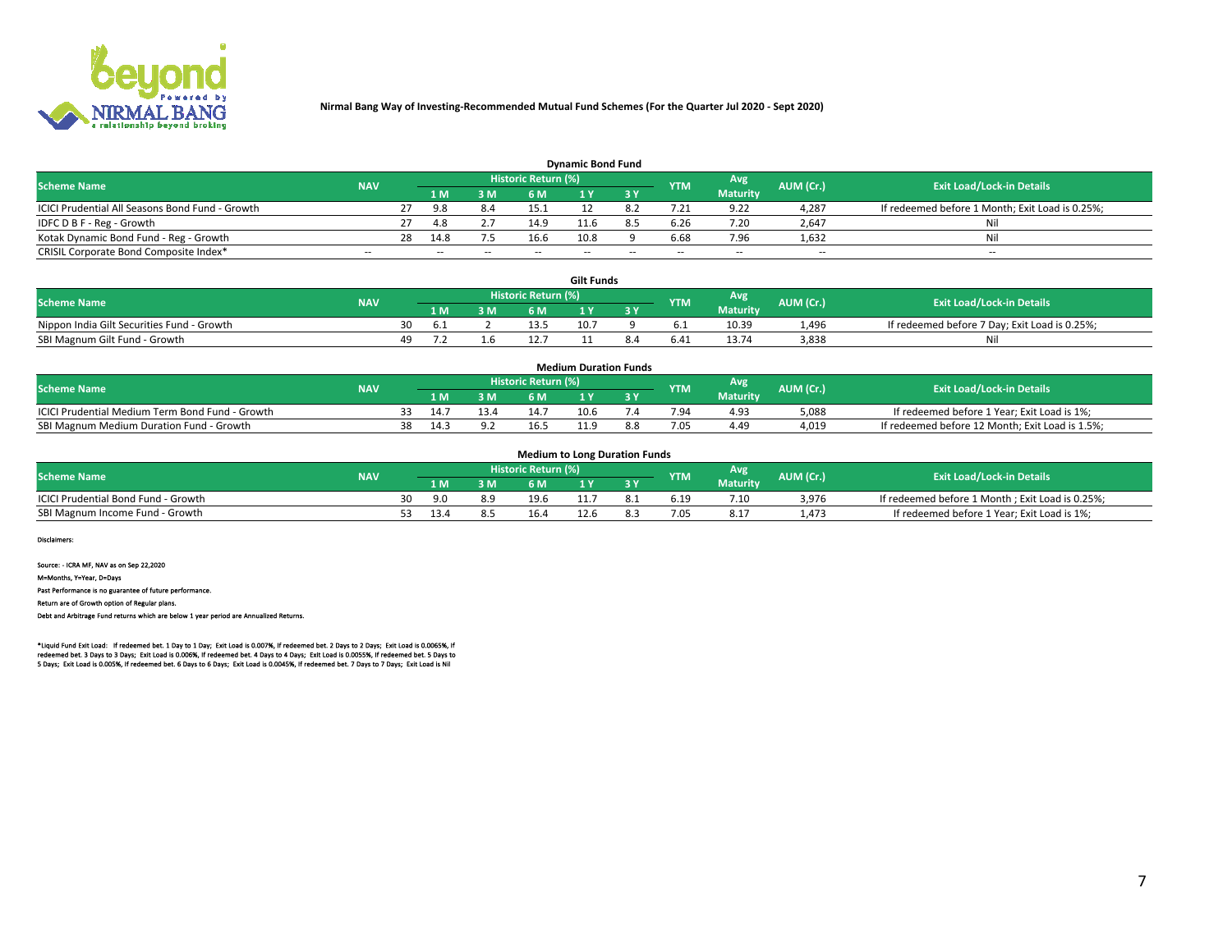**Nirmal Bang Way of Investing-Recommended Mutual Fund Schemes (For the Quarter Jul 2020 - Sept 2020)**

### Dynamic Bond Fund

| Scheme Name | NAV | Historic Return (%) | | | | | YTM | Avg Maturity | AUM (Cr.) | Exit Load/Lock-in Details |
|---|---|---|---|---|---|---|---|---|---|---|
| | | 1 M | 3 M | 6 M | 1 Y | 3 Y | | | | |
| ICICI Prudential All Seasons Bond Fund - Growth | 27 | 9.8 | 8.4 | 15.1 | 12 | 8.2 | 7.21 | 9.22 | 4,287 | If redeemed before 1 Month; Exit Load is 0.25%; |
| IDFC D B F - Reg - Growth | 27 | 4.8 | 2.7 | 14.9 | 11.6 | 8.5 | 6.26 | 7.20 | 2,647 | Nil |
| Kotak Dynamic Bond Fund - Reg - Growth | 28 | 14.8 | 7.5 | 16.6 | 10.8 | 9 | 6.68 | 7.96 | 1,632 | Nil |
| CRISIL Corporate Bond Composite Index* | -- | -- | -- | -- | -- | -- | -- | -- | -- | -- |

### Gilt Funds

| Scheme Name | NAV | Historic Return (%) | | | | | YTM | Avg Maturity | AUM (Cr.) | Exit Load/Lock-in Details |
|---|---|---|---|---|---|---|---|---|---|---|
| | | 1 M | 3 M | 6 M | 1 Y | 3 Y | | | | |
| Nippon India Gilt Securities Fund - Growth | 30 | 6.1 | 2 | 13.5 | 10.7 | 9 | 6.1 | 10.39 | 1,496 | If redeemed before 7 Day; Exit Load is 0.25%; |
| SBI Magnum Gilt Fund - Growth | 49 | 7.2 | 1.6 | 12.7 | 11 | 8.4 | 6.41 | 13.74 | 3,838 | Nil |

### Medium Duration Funds

| Scheme Name | NAV | Historic Return (%) | | | | | YTM | Avg Maturity | AUM (Cr.) | Exit Load/Lock-in Details |
|---|---|---|---|---|---|---|---|---|---|---|
| | | 1 M | 3 M | 6 M | 1 Y | 3 Y | | | | |
| ICICI Prudential Medium Term Bond Fund - Growth | 33 | 14.7 | 13.4 | 14.7 | 10.6 | 7.4 | 7.94 | 4.93 | 5,088 | If redeemed before 1 Year; Exit Load is 1%; |
| SBI Magnum Medium Duration Fund - Growth | 38 | 14.3 | 9.2 | 16.5 | 11.9 | 8.8 | 7.05 | 4.49 | 4,019 | If redeemed before 12 Month; Exit Load is 1.5%; |

### Medium to Long Duration Funds

| Scheme Name | NAV | Historic Return (%) | | | | | YTM | Avg Maturity | AUM (Cr.) | Exit Load/Lock-in Details |
|---|---|---|---|---|---|---|---|---|---|---|
| | | 1 M | 3 M | 6 M | 1 Y | 3 Y | | | | |
| ICICI Prudential Bond Fund - Growth | 30 | 9.0 | 8.9 | 19.6 | 11.7 | 8.1 | 6.19 | 7.10 | 3,976 | If redeemed before 1 Month ; Exit Load is 0.25%; |
| SBI Magnum Income Fund - Growth | 53 | 13.4 | 8.5 | 16.4 | 12.6 | 8.3 | 7.05 | 8.17 | 1,473 | If redeemed before 1 Year; Exit Load is 1%; |

Disclaimers:

Source: - ICRA MF, NAV as on Sep 22,2020

M=Months, Y=Year, D=Days

Past Performance is no guarantee of future performance.

Return are of Growth option of Regular plans.

Debt and Arbitrage Fund returns which are below 1 year period are Annualized Returns.

*Liquid Fund Exit Load: If redeemed bet. 1 Day to 1 Day; Exit Load is 0.007%, If redeemed bet. 2 Days to 2 Days; Exit Load is 0.0065%, If redeemed bet. 3 Days to 3 Days; Exit Load is 0.006%, If redeemed bet. 4 Days to 4 Days; Exit Load is 0.0055%, If redeemed bet. 5 Days to 5 Days; Exit Load is 0.005%, If redeemed bet. 6 Days to 6 Days; Exit Load is 0.0045%, If redeemed bet. 7 Days to 7 Days; Exit Load is Nil